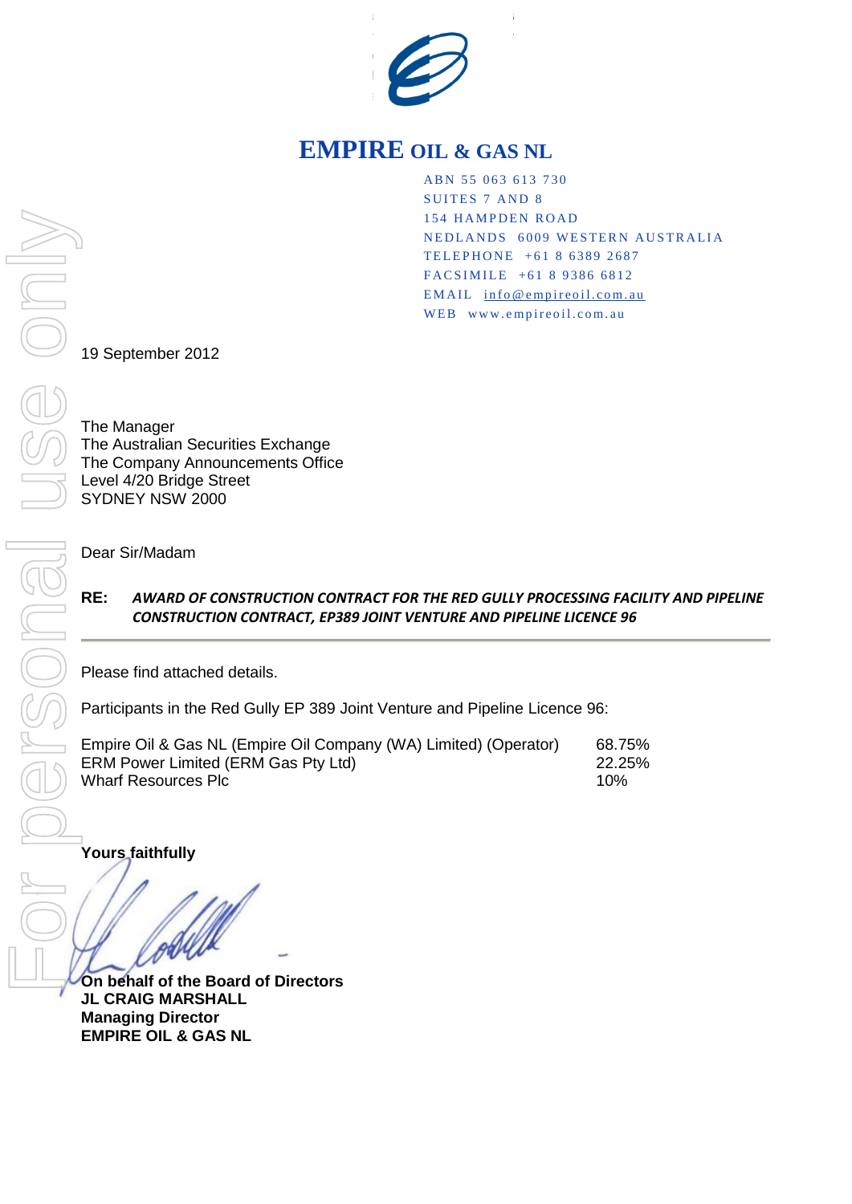# EMPIRE OIL & GAS NL

ABN 55 063 613 730
SUITES 7 AND 8
154 HAMPDEN ROAD
NEDLANDS 6009 WESTERN AUSTRALIA
TELEPHONE +61 8 6389 2687
FACSIMILE +61 8 9386 6812
EMAIL info@empireoil.com.au
WEB www.empireoil.com.au

19 September 2012

The Manager
The Australian Securities Exchange
The Company Announcements Office
Level 4/20 Bridge Street
SYDNEY NSW 2000

Dear Sir/Madam

**RE:** ***AWARD OF CONSTRUCTION CONTRACT FOR THE RED GULLY PROCESSING FACILITY AND PIPELINE CONSTRUCTION CONTRACT, EP389 JOINT VENTURE AND PIPELINE LICENCE 96***

---

Please find attached details.

Participants in the Red Gully EP 389 Joint Venture and Pipeline Licence 96:

| | |
|---|---|
| Empire Oil & Gas NL (Empire Oil Company (WA) Limited) (Operator) | 68.75% |
| ERM Power Limited (ERM Gas Pty Ltd) | 22.25% |
| Wharf Resources Plc | 10% |

**Yours faithfully**

**On behalf of the Board of Directors**
**JL CRAIG MARSHALL**
**Managing Director**
**EMPIRE OIL & GAS NL**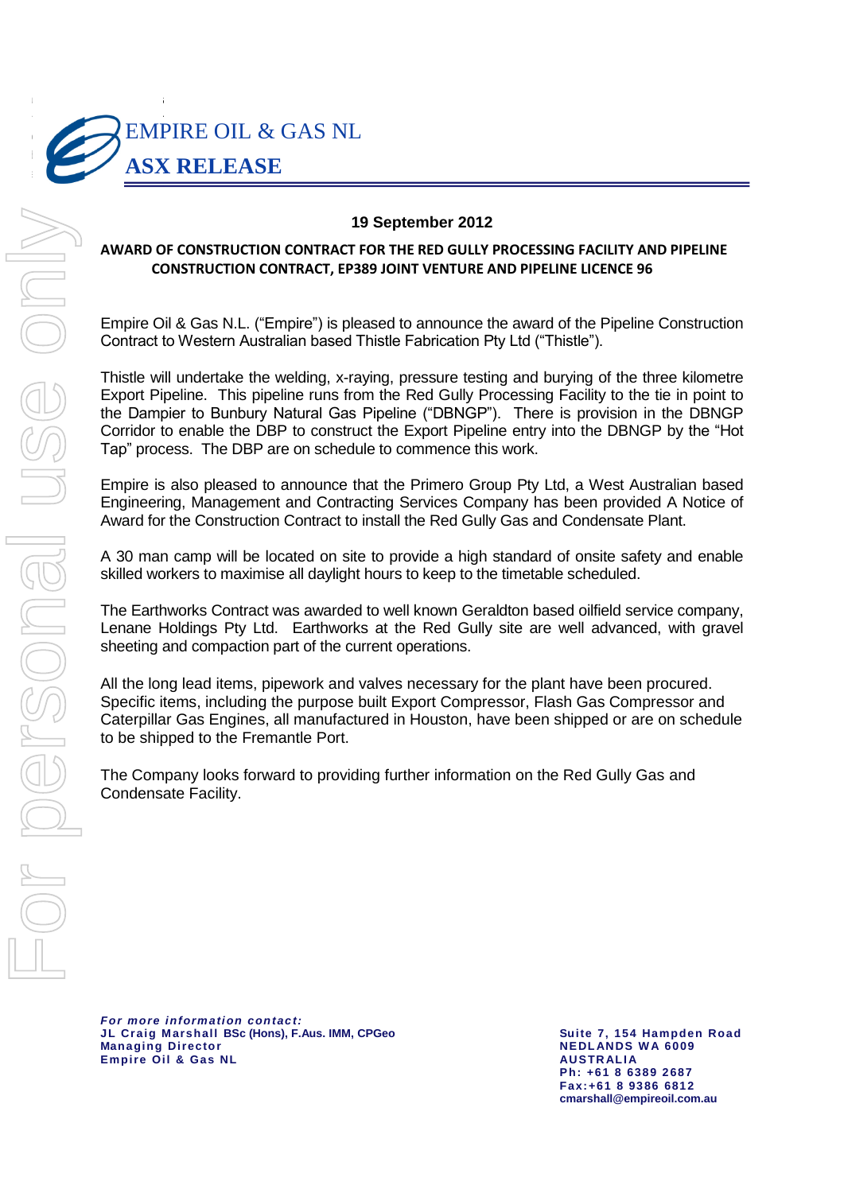# EMPIRE OIL & GAS NL

## ASX RELEASE

**19 September 2012**

**AWARD OF CONSTRUCTION CONTRACT FOR THE RED GULLY PROCESSING FACILITY AND PIPELINE CONSTRUCTION CONTRACT, EP389 JOINT VENTURE AND PIPELINE LICENCE 96**

Empire Oil & Gas N.L. ("Empire") is pleased to announce the award of the Pipeline Construction Contract to Western Australian based Thistle Fabrication Pty Ltd ("Thistle").

Thistle will undertake the welding, x-raying, pressure testing and burying of the three kilometre Export Pipeline. This pipeline runs from the Red Gully Processing Facility to the tie in point to the Dampier to Bunbury Natural Gas Pipeline ("DBNGP"). There is provision in the DBNGP Corridor to enable the DBP to construct the Export Pipeline entry into the DBNGP by the "Hot Tap" process. The DBP are on schedule to commence this work.

Empire is also pleased to announce that the Primero Group Pty Ltd, a West Australian based Engineering, Management and Contracting Services Company has been provided A Notice of Award for the Construction Contract to install the Red Gully Gas and Condensate Plant.

A 30 man camp will be located on site to provide a high standard of onsite safety and enable skilled workers to maximise all daylight hours to keep to the timetable scheduled.

The Earthworks Contract was awarded to well known Geraldton based oilfield service company, Lenane Holdings Pty Ltd. Earthworks at the Red Gully site are well advanced, with gravel sheeting and compaction part of the current operations.

All the long lead items, pipework and valves necessary for the plant have been procured. Specific items, including the purpose built Export Compressor, Flash Gas Compressor and Caterpillar Gas Engines, all manufactured in Houston, have been shipped or are on schedule to be shipped to the Fremantle Port.

The Company looks forward to providing further information on the Red Gully Gas and Condensate Facility.

***For more information contact:***
**JL Craig Marshall BSc (Hons), F.Aus. IMM, CPGeo**
**Managing Director**
**Empire Oil & Gas NL**

**Suite 7, 154 Hampden Road**
**NEDLANDS WA 6009**
**AUSTRALIA**
**Ph: +61 8 6389 2687**
**Fax:+61 8 9386 6812**
**cmarshall@empireoil.com.au**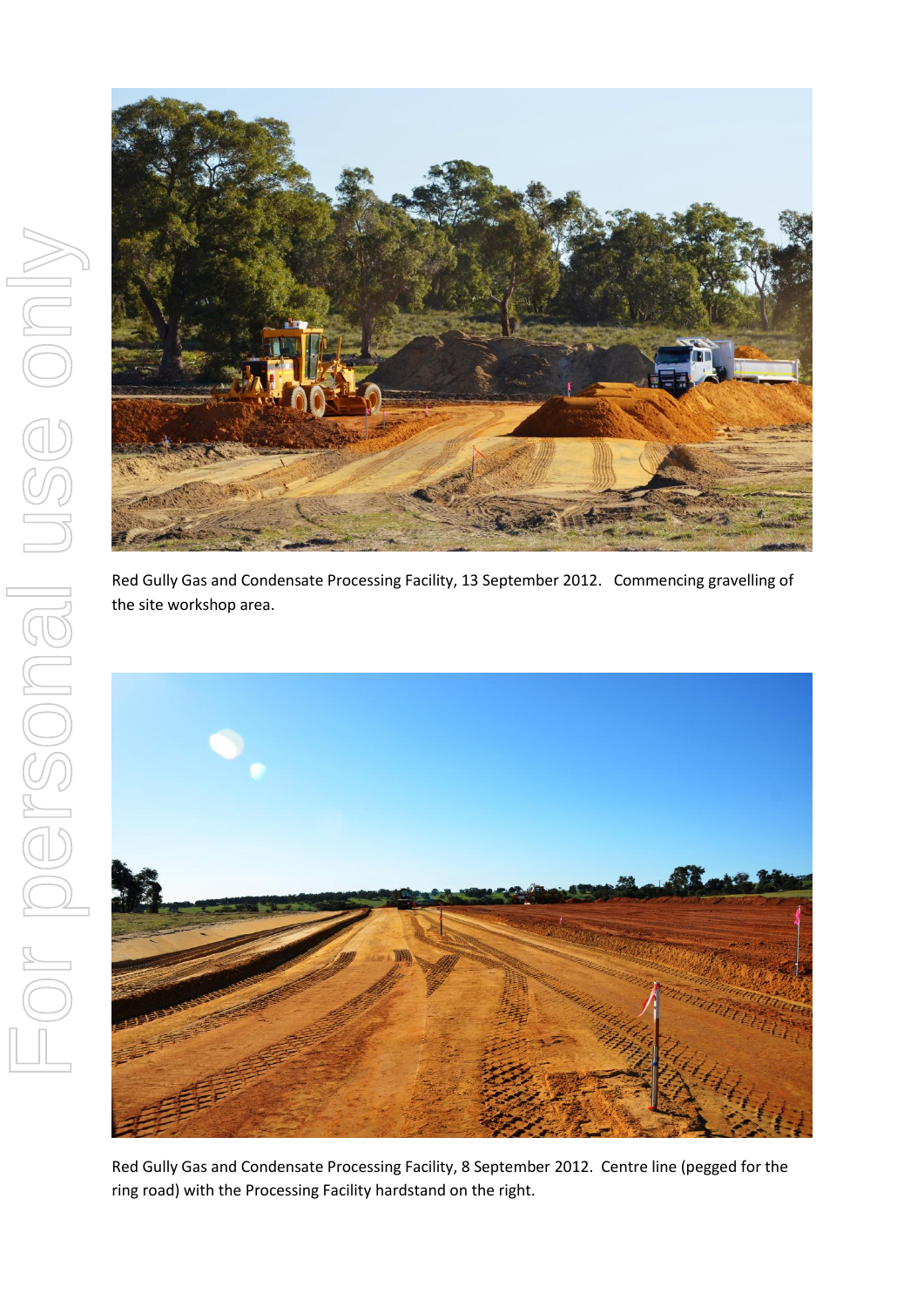Red Gully Gas and Condensate Processing Facility, 13 September 2012. Commencing gravelling of the site workshop area.

Red Gully Gas and Condensate Processing Facility, 8 September 2012. Centre line (pegged for the ring road) with the Processing Facility hardstand on the right.